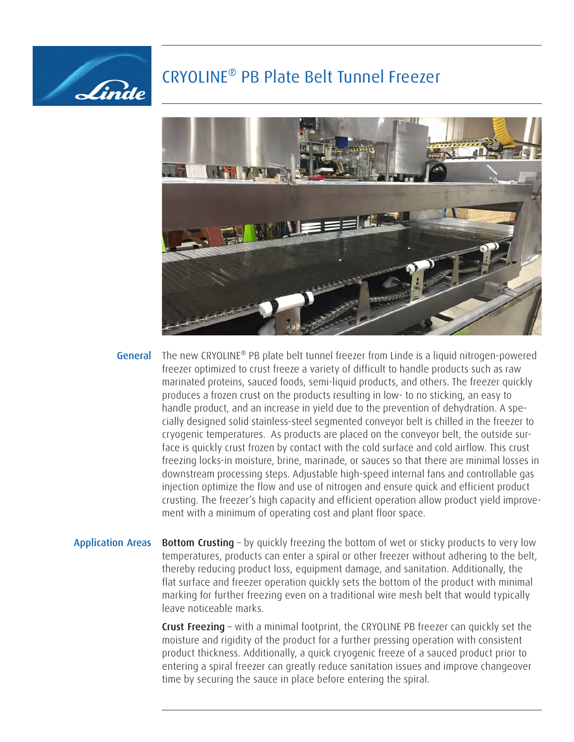# CRYOLINE® PB Plate Belt Tunnel Freezer

## General

The new CRYOLINE® PB plate belt tunnel freezer from Linde is a liquid nitrogen-powered freezer optimized to crust freeze a variety of difficult to handle products such as raw marinated proteins, sauced foods, semi-liquid products, and others. The freezer quickly produces a frozen crust on the products resulting in low- to no sticking, an easy to handle product, and an increase in yield due to the prevention of dehydration. A specially designed solid stainless-steel segmented conveyor belt is chilled in the freezer to cryogenic temperatures. As products are placed on the conveyor belt, the outside surface is quickly crust frozen by contact with the cold surface and cold airflow. This crust freezing locks-in moisture, brine, marinade, or sauces so that there are minimal losses in downstream processing steps. Adjustable high-speed internal fans and controllable gas injection optimize the flow and use of nitrogen and ensure quick and efficient product crusting. The freezer's high capacity and efficient operation allow product yield improvement with a minimum of operating cost and plant floor space.

## Application Areas

**Bottom Crusting** – by quickly freezing the bottom of wet or sticky products to very low temperatures, products can enter a spiral or other freezer without adhering to the belt, thereby reducing product loss, equipment damage, and sanitation. Additionally, the flat surface and freezer operation quickly sets the bottom of the product with minimal marking for further freezing even on a traditional wire mesh belt that would typically leave noticeable marks.

**Crust Freezing** – with a minimal footprint, the CRYOLINE PB freezer can quickly set the moisture and rigidity of the product for a further pressing operation with consistent product thickness. Additionally, a quick cryogenic freeze of a sauced product prior to entering a spiral freezer can greatly reduce sanitation issues and improve changeover time by securing the sauce in place before entering the spiral.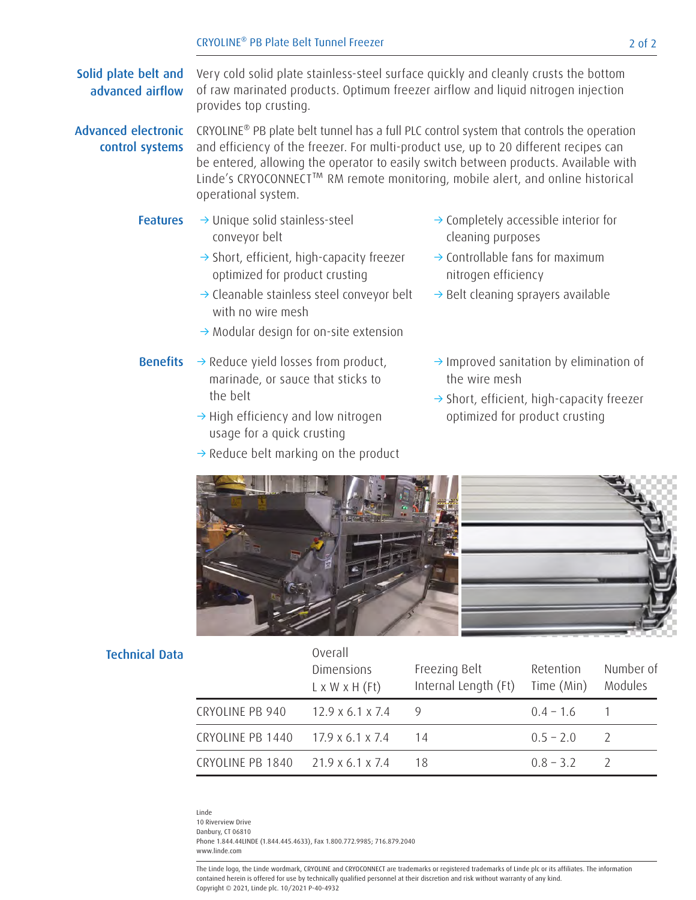## Solid plate belt and advanced airflow

Very cold solid plate stainless-steel surface quickly and cleanly crusts the bottom of raw marinated products. Optimum freezer airflow and liquid nitrogen injection provides top crusting.

## Advanced electronic control systems

CRYOLINE® PB plate belt tunnel has a full PLC control system that controls the operation and efficiency of the freezer. For multi-product use, up to 20 different recipes can be entered, allowing the operator to easily switch between products. Available with Linde's CRYOCONNECT™ RM remote monitoring, mobile alert, and online historical operational system.

## Features

- → Unique solid stainless-steel conveyor belt
- → Short, efficient, high-capacity freezer optimized for product crusting
- → Cleanable stainless steel conveyor belt with no wire mesh
- → Modular design for on-site extension
- → Completely accessible interior for cleaning purposes
- → Controllable fans for maximum nitrogen efficiency
- → Belt cleaning sprayers available

## Benefits

- → Reduce yield losses from product, marinade, or sauce that sticks to the belt
- → High efficiency and low nitrogen usage for a quick crusting
- → Reduce belt marking on the product
- → Improved sanitation by elimination of the wire mesh
- → Short, efficient, high-capacity freezer optimized for product crusting

## Technical Data

| | Overall Dimensions L x W x H (Ft) | Freezing Belt Internal Length (Ft) | Retention Time (Min) | Number of Modules |
|---|---|---|---|---|
| CRYOLINE PB 940 | 12.9 x 6.1 x 7.4 | 9 | 0.4 – 1.6 | 1 |
| CRYOLINE PB 1440 | 17.9 x 6.1 x 7.4 | 14 | 0.5 – 2.0 | 2 |
| CRYOLINE PB 1840 | 21.9 x 6.1 x 7.4 | 18 | 0.8 – 3.2 | 2 |

Linde
10 Riverview Drive
Danbury, CT 06810
Phone 1.844.44LINDE (1.844.445.4633), Fax 1.800.772.9985; 716.879.2040
www.linde.com

The Linde logo, the Linde wordmark, CRYOLINE and CRYOCONNECT are trademarks or registered trademarks of Linde plc or its affiliates. The information contained herein is offered for use by technically qualified personnel at their discretion and risk without warranty of any kind.
Copyright © 2021, Linde plc. 10/2021 P-40-4932